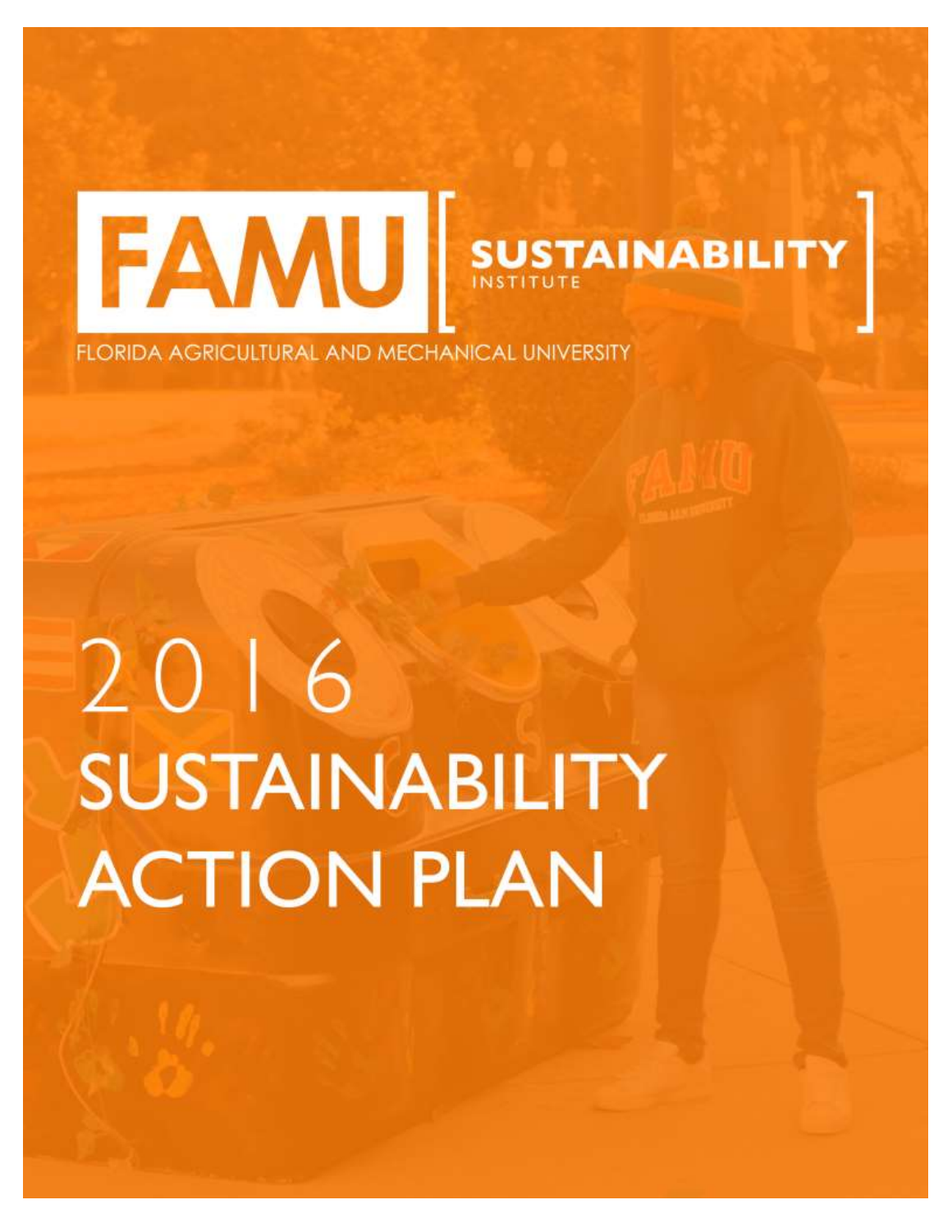FAMU [ SUSTAINABILITY INSTITUTE ]

FLORIDA AGRICULTURAL AND MECHANICAL UNIVERSITY

# 2016 SUSTAINABILITY ACTION PLAN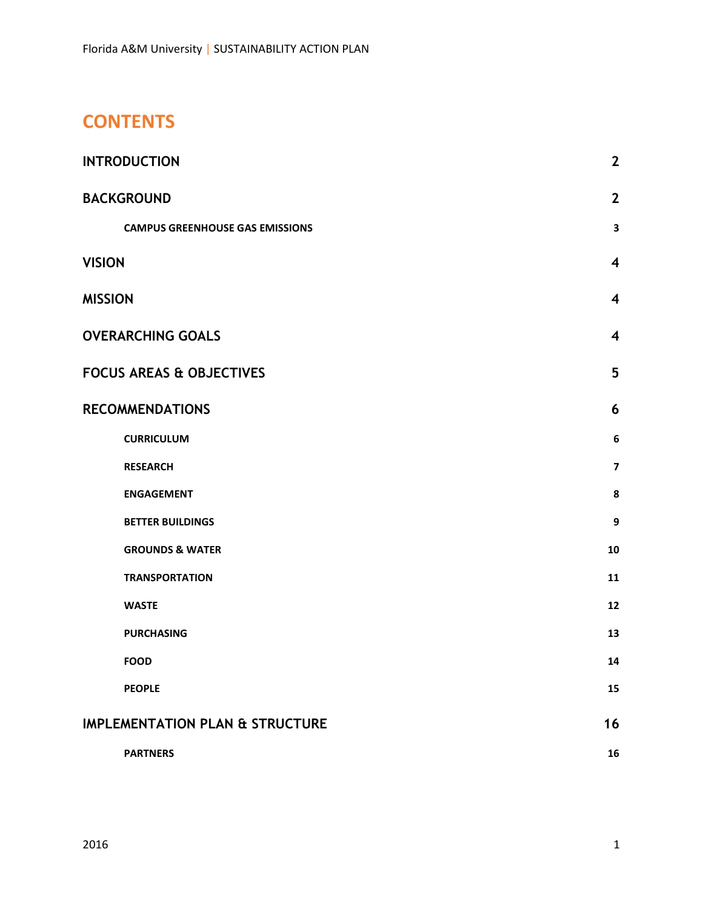# CONTENTS

| | |
|---|---|
| **INTRODUCTION** | **2** |
| **BACKGROUND** | **2** |
| **CAMPUS GREENHOUSE GAS EMISSIONS** | **3** |
| **VISION** | **4** |
| **MISSION** | **4** |
| **OVERARCHING GOALS** | **4** |
| **FOCUS AREAS & OBJECTIVES** | **5** |
| **RECOMMENDATIONS** | **6** |
| **CURRICULUM** | **6** |
| **RESEARCH** | **7** |
| **ENGAGEMENT** | **8** |
| **BETTER BUILDINGS** | **9** |
| **GROUNDS & WATER** | **10** |
| **TRANSPORTATION** | **11** |
| **WASTE** | **12** |
| **PURCHASING** | **13** |
| **FOOD** | **14** |
| **PEOPLE** | **15** |
| **IMPLEMENTATION PLAN & STRUCTURE** | **16** |
| **PARTNERS** | **16** |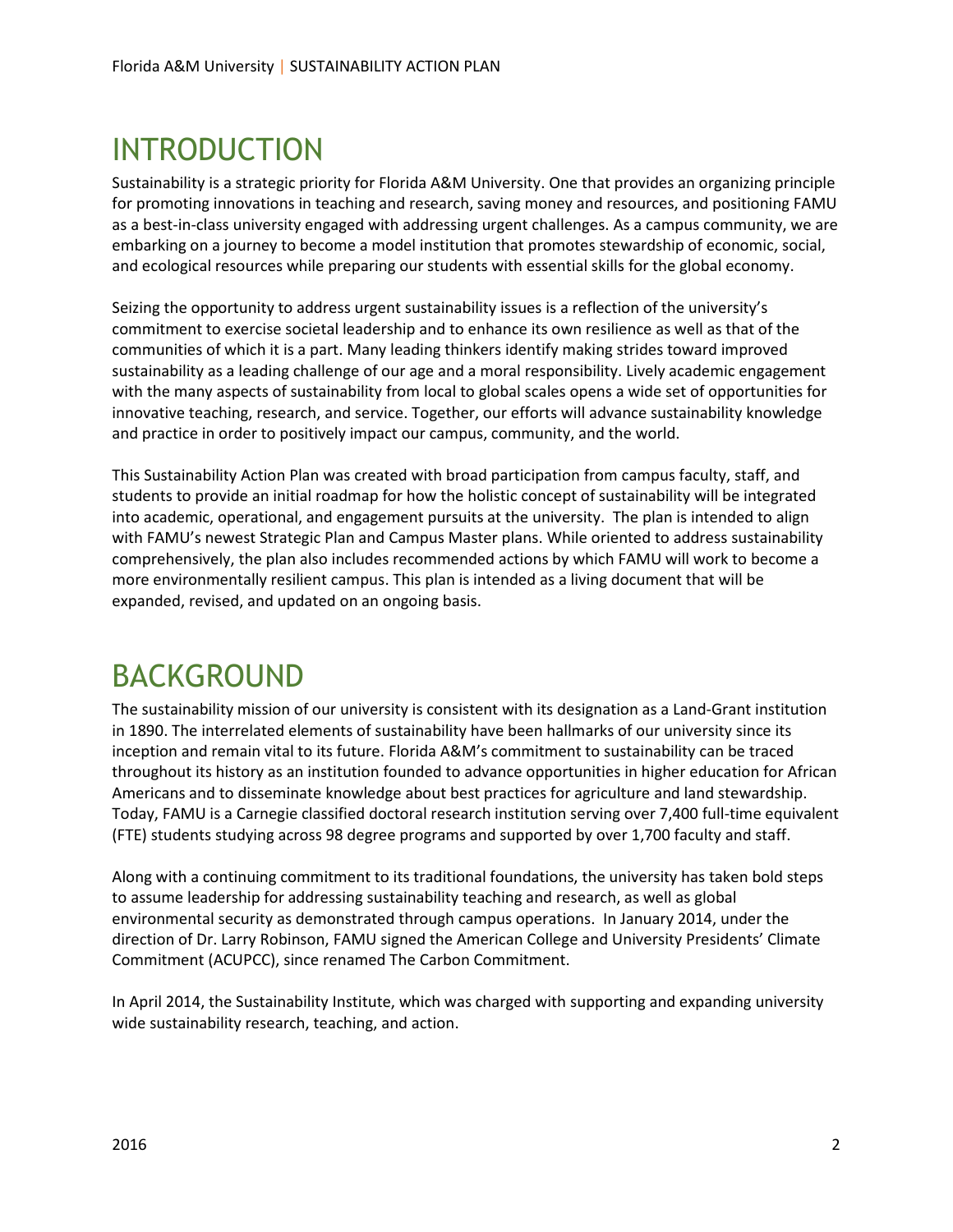# INTRODUCTION

Sustainability is a strategic priority for Florida A&M University. One that provides an organizing principle for promoting innovations in teaching and research, saving money and resources, and positioning FAMU as a best-in-class university engaged with addressing urgent challenges. As a campus community, we are embarking on a journey to become a model institution that promotes stewardship of economic, social, and ecological resources while preparing our students with essential skills for the global economy.

Seizing the opportunity to address urgent sustainability issues is a reflection of the university's commitment to exercise societal leadership and to enhance its own resilience as well as that of the communities of which it is a part. Many leading thinkers identify making strides toward improved sustainability as a leading challenge of our age and a moral responsibility. Lively academic engagement with the many aspects of sustainability from local to global scales opens a wide set of opportunities for innovative teaching, research, and service. Together, our efforts will advance sustainability knowledge and practice in order to positively impact our campus, community, and the world.

This Sustainability Action Plan was created with broad participation from campus faculty, staff, and students to provide an initial roadmap for how the holistic concept of sustainability will be integrated into academic, operational, and engagement pursuits at the university. The plan is intended to align with FAMU's newest Strategic Plan and Campus Master plans. While oriented to address sustainability comprehensively, the plan also includes recommended actions by which FAMU will work to become a more environmentally resilient campus. This plan is intended as a living document that will be expanded, revised, and updated on an ongoing basis.

# BACKGROUND

The sustainability mission of our university is consistent with its designation as a Land-Grant institution in 1890. The interrelated elements of sustainability have been hallmarks of our university since its inception and remain vital to its future. Florida A&M's commitment to sustainability can be traced throughout its history as an institution founded to advance opportunities in higher education for African Americans and to disseminate knowledge about best practices for agriculture and land stewardship. Today, FAMU is a Carnegie classified doctoral research institution serving over 7,400 full-time equivalent (FTE) students studying across 98 degree programs and supported by over 1,700 faculty and staff.

Along with a continuing commitment to its traditional foundations, the university has taken bold steps to assume leadership for addressing sustainability teaching and research, as well as global environmental security as demonstrated through campus operations. In January 2014, under the direction of Dr. Larry Robinson, FAMU signed the American College and University Presidents' Climate Commitment (ACUPCC), since renamed The Carbon Commitment.

In April 2014, the Sustainability Institute, which was charged with supporting and expanding university wide sustainability research, teaching, and action.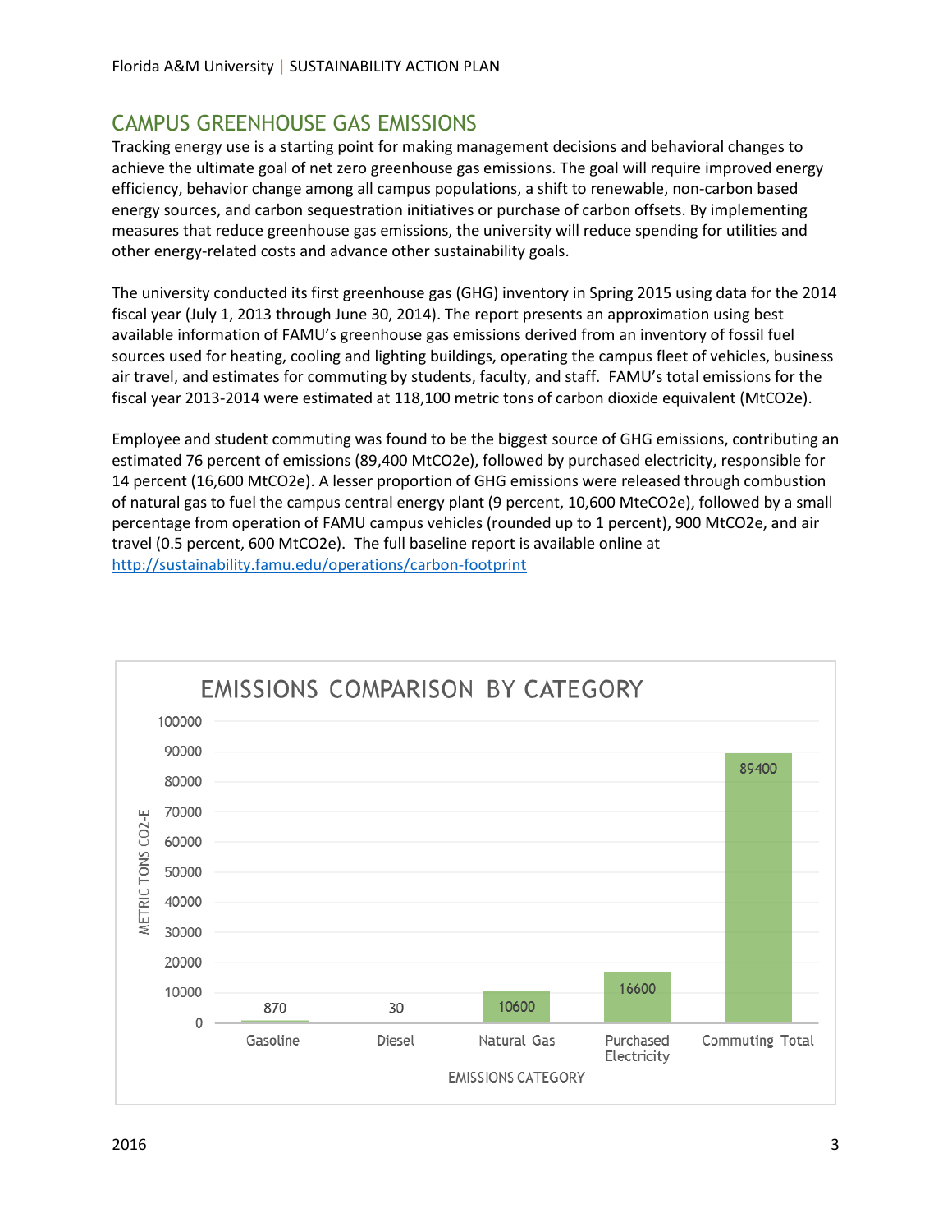## CAMPUS GREENHOUSE GAS EMISSIONS

Tracking energy use is a starting point for making management decisions and behavioral changes to achieve the ultimate goal of net zero greenhouse gas emissions. The goal will require improved energy efficiency, behavior change among all campus populations, a shift to renewable, non-carbon based energy sources, and carbon sequestration initiatives or purchase of carbon offsets. By implementing measures that reduce greenhouse gas emissions, the university will reduce spending for utilities and other energy-related costs and advance other sustainability goals.

The university conducted its first greenhouse gas (GHG) inventory in Spring 2015 using data for the 2014 fiscal year (July 1, 2013 through June 30, 2014). The report presents an approximation using best available information of FAMU's greenhouse gas emissions derived from an inventory of fossil fuel sources used for heating, cooling and lighting buildings, operating the campus fleet of vehicles, business air travel, and estimates for commuting by students, faculty, and staff. FAMU's total emissions for the fiscal year 2013-2014 were estimated at 118,100 metric tons of carbon dioxide equivalent (MtCO2e).

Employee and student commuting was found to be the biggest source of GHG emissions, contributing an estimated 76 percent of emissions (89,400 MtCO2e), followed by purchased electricity, responsible for 14 percent (16,600 MtCO2e). A lesser proportion of GHG emissions were released through combustion of natural gas to fuel the campus central energy plant (9 percent, 10,600 MteCO2e), followed by a small percentage from operation of FAMU campus vehicles (rounded up to 1 percent), 900 MtCO2e, and air travel (0.5 percent, 600 MtCO2e). The full baseline report is available online at http://sustainability.famu.edu/operations/carbon-footprint

**EMISSIONS COMPARISON BY CATEGORY**

| Emissions Category | Metric Tons CO2-E |
|---|---|
| Gasoline | 870 |
| Diesel | 30 |
| Natural Gas | 10600 |
| Purchased Electricity | 16600 |
| Commuting Total | 89400 |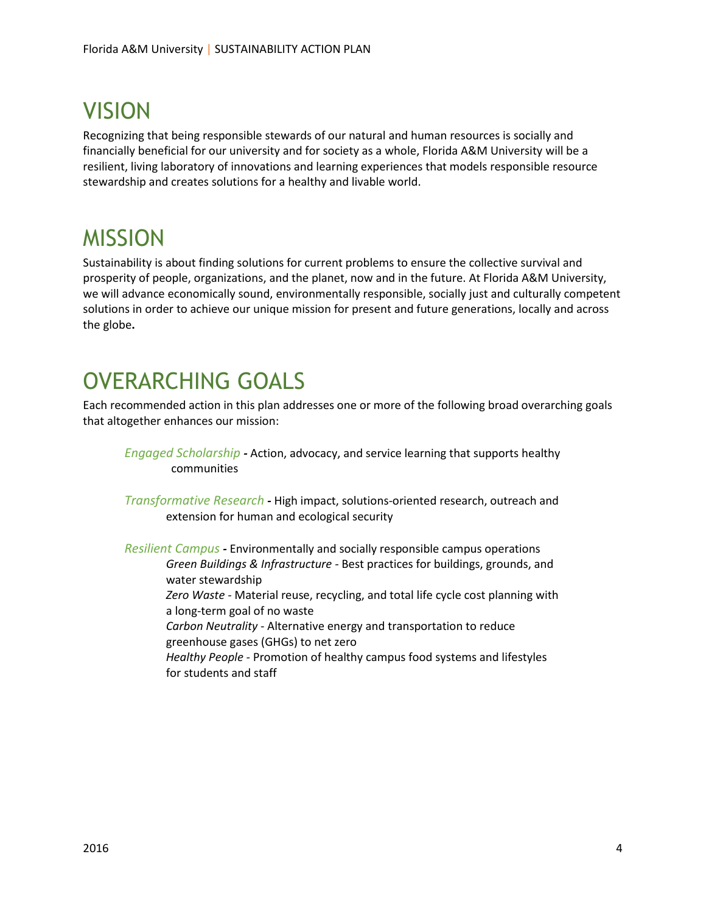# VISION

Recognizing that being responsible stewards of our natural and human resources is socially and financially beneficial for our university and for society as a whole, Florida A&M University will be a resilient, living laboratory of innovations and learning experiences that models responsible resource stewardship and creates solutions for a healthy and livable world.

# MISSION

Sustainability is about finding solutions for current problems to ensure the collective survival and prosperity of people, organizations, and the planet, now and in the future. At Florida A&M University, we will advance economically sound, environmentally responsible, socially just and culturally competent solutions in order to achieve our unique mission for present and future generations, locally and across the globe**.**

# OVERARCHING GOALS

Each recommended action in this plan addresses one or more of the following broad overarching goals that altogether enhances our mission:

*Engaged Scholarship* **-** Action, advocacy, and service learning that supports healthy communities

*Transformative Research* **-** High impact, solutions-oriented research, outreach and extension for human and ecological security

*Resilient Campus* **-** Environmentally and socially responsible campus operations

- *Green Buildings & Infrastructure* - Best practices for buildings, grounds, and water stewardship
- *Zero Waste* - Material reuse, recycling, and total life cycle cost planning with a long-term goal of no waste
- *Carbon Neutrality* - Alternative energy and transportation to reduce greenhouse gases (GHGs) to net zero
- *Healthy People* - Promotion of healthy campus food systems and lifestyles for students and staff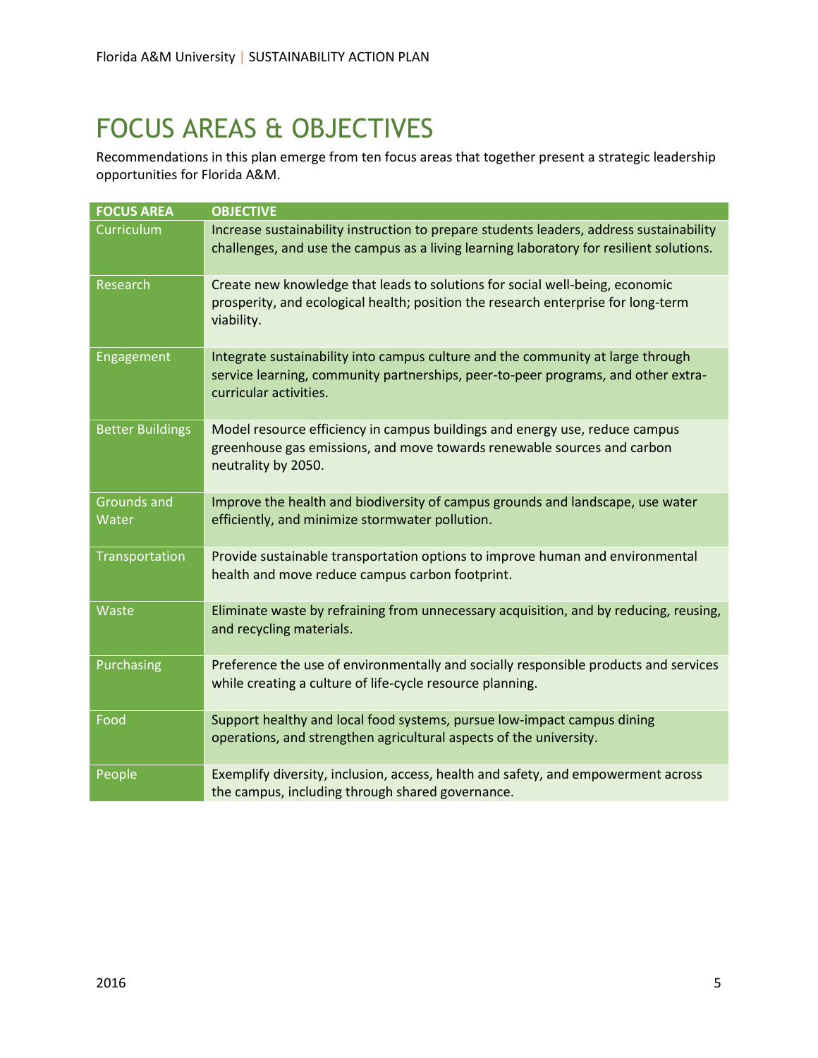# FOCUS AREAS & OBJECTIVES

Recommendations in this plan emerge from ten focus areas that together present a strategic leadership opportunities for Florida A&M.

| FOCUS AREA | OBJECTIVE |
|---|---|
| Curriculum | Increase sustainability instruction to prepare students leaders, address sustainability challenges, and use the campus as a living learning laboratory for resilient solutions. |
| Research | Create new knowledge that leads to solutions for social well-being, economic prosperity, and ecological health; position the research enterprise for long-term viability. |
| Engagement | Integrate sustainability into campus culture and the community at large through service learning, community partnerships, peer-to-peer programs, and other extra-curricular activities. |
| Better Buildings | Model resource efficiency in campus buildings and energy use, reduce campus greenhouse gas emissions, and move towards renewable sources and carbon neutrality by 2050. |
| Grounds and Water | Improve the health and biodiversity of campus grounds and landscape, use water efficiently, and minimize stormwater pollution. |
| Transportation | Provide sustainable transportation options to improve human and environmental health and move reduce campus carbon footprint. |
| Waste | Eliminate waste by refraining from unnecessary acquisition, and by reducing, reusing, and recycling materials. |
| Purchasing | Preference the use of environmentally and socially responsible products and services while creating a culture of life-cycle resource planning. |
| Food | Support healthy and local food systems, pursue low-impact campus dining operations, and strengthen agricultural aspects of the university. |
| People | Exemplify diversity, inclusion, access, health and safety, and empowerment across the campus, including through shared governance. |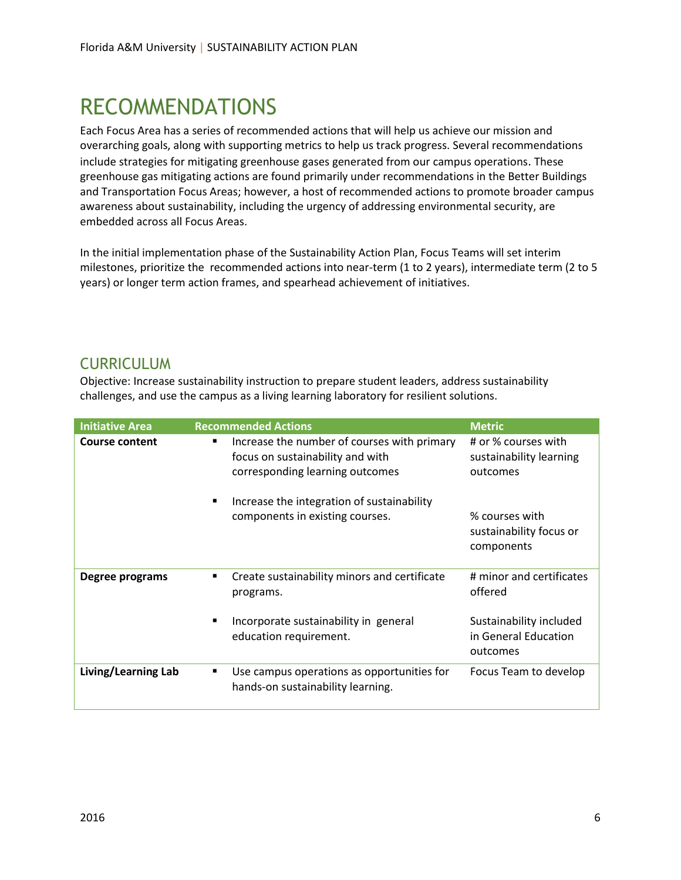# RECOMMENDATIONS

Each Focus Area has a series of recommended actions that will help us achieve our mission and overarching goals, along with supporting metrics to help us track progress. Several recommendations include strategies for mitigating greenhouse gases generated from our campus operations. These greenhouse gas mitigating actions are found primarily under recommendations in the Better Buildings and Transportation Focus Areas; however, a host of recommended actions to promote broader campus awareness about sustainability, including the urgency of addressing environmental security, are embedded across all Focus Areas.

In the initial implementation phase of the Sustainability Action Plan, Focus Teams will set interim milestones, prioritize the recommended actions into near-term (1 to 2 years), intermediate term (2 to 5 years) or longer term action frames, and spearhead achievement of initiatives.

## CURRICULUM

Objective: Increase sustainability instruction to prepare student leaders, address sustainability challenges, and use the campus as a living learning laboratory for resilient solutions.

| Initiative Area | Recommended Actions | Metric |
|---|---|---|
| **Course content** | ▪ Increase the number of courses with primary focus on sustainability and with corresponding learning outcomes | # or % courses with sustainability learning outcomes |
| | ▪ Increase the integration of sustainability components in existing courses. | % courses with sustainability focus or components |
| **Degree programs** | ▪ Create sustainability minors and certificate programs. | # minor and certificates offered |
| | ▪ Incorporate sustainability in general education requirement. | Sustainability included in General Education outcomes |
| **Living/Learning Lab** | ▪ Use campus operations as opportunities for hands-on sustainability learning. | Focus Team to develop |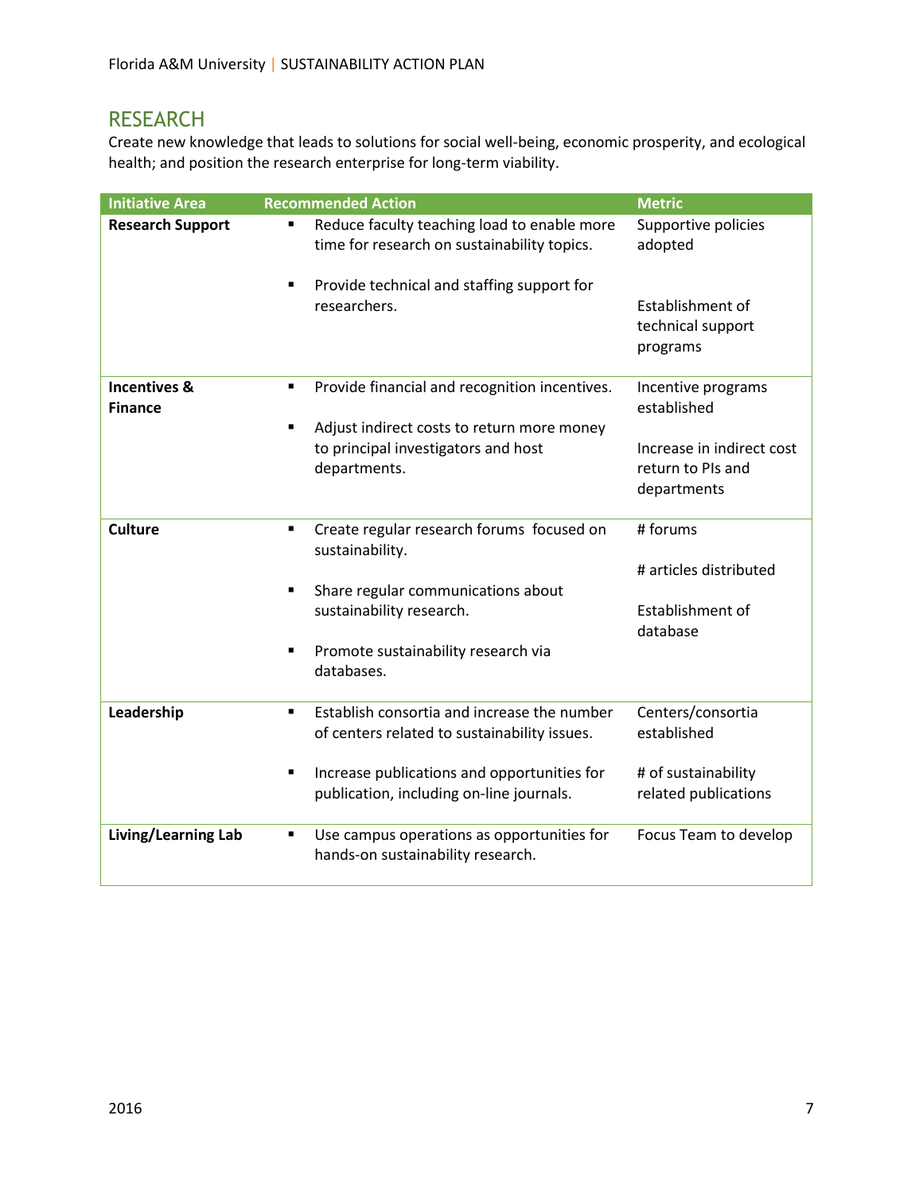## RESEARCH

Create new knowledge that leads to solutions for social well-being, economic prosperity, and ecological health; and position the research enterprise for long-term viability.

| Initiative Area | Recommended Action | Metric |
|---|---|---|
| **Research Support** | ▪ Reduce faculty teaching load to enable more time for research on sustainability topics.<br>▪ Provide technical and staffing support for researchers. | Supportive policies adopted<br><br>Establishment of technical support programs |
| **Incentives & Finance** | ▪ Provide financial and recognition incentives.<br>▪ Adjust indirect costs to return more money to principal investigators and host departments. | Incentive programs established<br><br>Increase in indirect cost return to PIs and departments |
| **Culture** | ▪ Create regular research forums focused on sustainability.<br>▪ Share regular communications about sustainability research.<br>▪ Promote sustainability research via databases. | # forums<br><br># articles distributed<br><br>Establishment of database |
| **Leadership** | ▪ Establish consortia and increase the number of centers related to sustainability issues.<br>▪ Increase publications and opportunities for publication, including on-line journals. | Centers/consortia established<br><br># of sustainability related publications |
| **Living/Learning Lab** | ▪ Use campus operations as opportunities for hands-on sustainability research. | Focus Team to develop |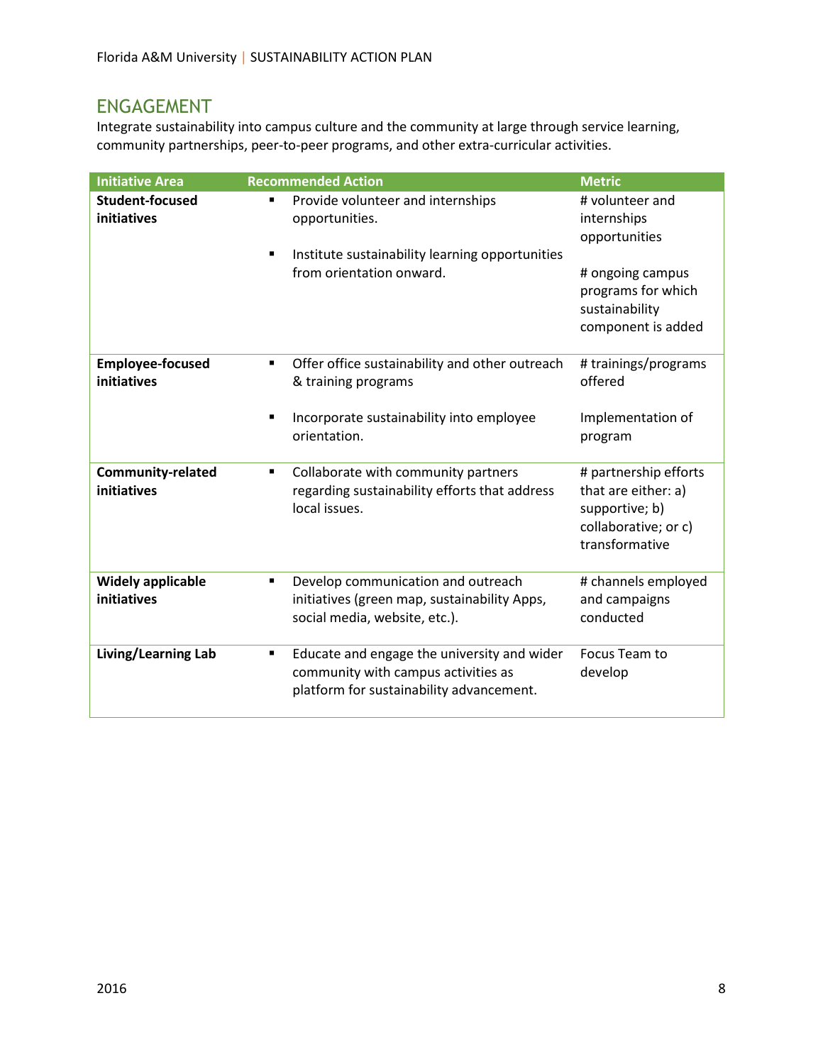## ENGAGEMENT

Integrate sustainability into campus culture and the community at large through service learning, community partnerships, peer-to-peer programs, and other extra-curricular activities.

| Initiative Area | Recommended Action | Metric |
|---|---|---|
| **Student-focused initiatives** | ▪ Provide volunteer and internships opportunities.<br><br>▪ Institute sustainability learning opportunities from orientation onward. | # volunteer and internships opportunities<br><br># ongoing campus programs for which sustainability component is added |
| **Employee-focused initiatives** | ▪ Offer office sustainability and other outreach & training programs<br><br>▪ Incorporate sustainability into employee orientation. | # trainings/programs offered<br><br>Implementation of program |
| **Community-related initiatives** | ▪ Collaborate with community partners regarding sustainability efforts that address local issues. | # partnership efforts that are either: a) supportive; b) collaborative; or c) transformative |
| **Widely applicable initiatives** | ▪ Develop communication and outreach initiatives (green map, sustainability Apps, social media, website, etc.). | # channels employed and campaigns conducted |
| **Living/Learning Lab** | ▪ Educate and engage the university and wider community with campus activities as platform for sustainability advancement. | Focus Team to develop |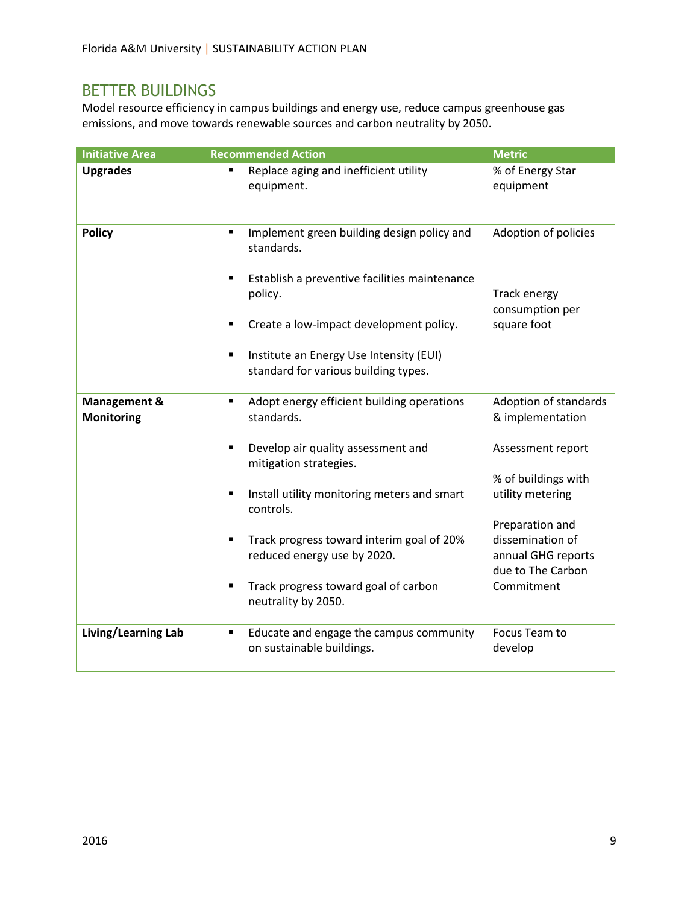## BETTER BUILDINGS

Model resource efficiency in campus buildings and energy use, reduce campus greenhouse gas emissions, and move towards renewable sources and carbon neutrality by 2050.

| Initiative Area | Recommended Action | Metric |
| --- | --- | --- |
| **Upgrades** | ▪ Replace aging and inefficient utility equipment. | % of Energy Star equipment |
| **Policy** | ▪ Implement green building design policy and standards.<br>▪ Establish a preventive facilities maintenance policy.<br>▪ Create a low-impact development policy.<br>▪ Institute an Energy Use Intensity (EUI) standard for various building types. | Adoption of policies<br><br>Track energy consumption per square foot |
| **Management & Monitoring** | ▪ Adopt energy efficient building operations standards.<br>▪ Develop air quality assessment and mitigation strategies.<br>▪ Install utility monitoring meters and smart controls.<br>▪ Track progress toward interim goal of 20% reduced energy use by 2020.<br>▪ Track progress toward goal of carbon neutrality by 2050. | Adoption of standards & implementation<br><br>Assessment report<br><br>% of buildings with utility metering<br><br>Preparation and dissemination of annual GHG reports due to The Carbon Commitment |
| **Living/Learning Lab** | ▪ Educate and engage the campus community on sustainable buildings. | Focus Team to develop |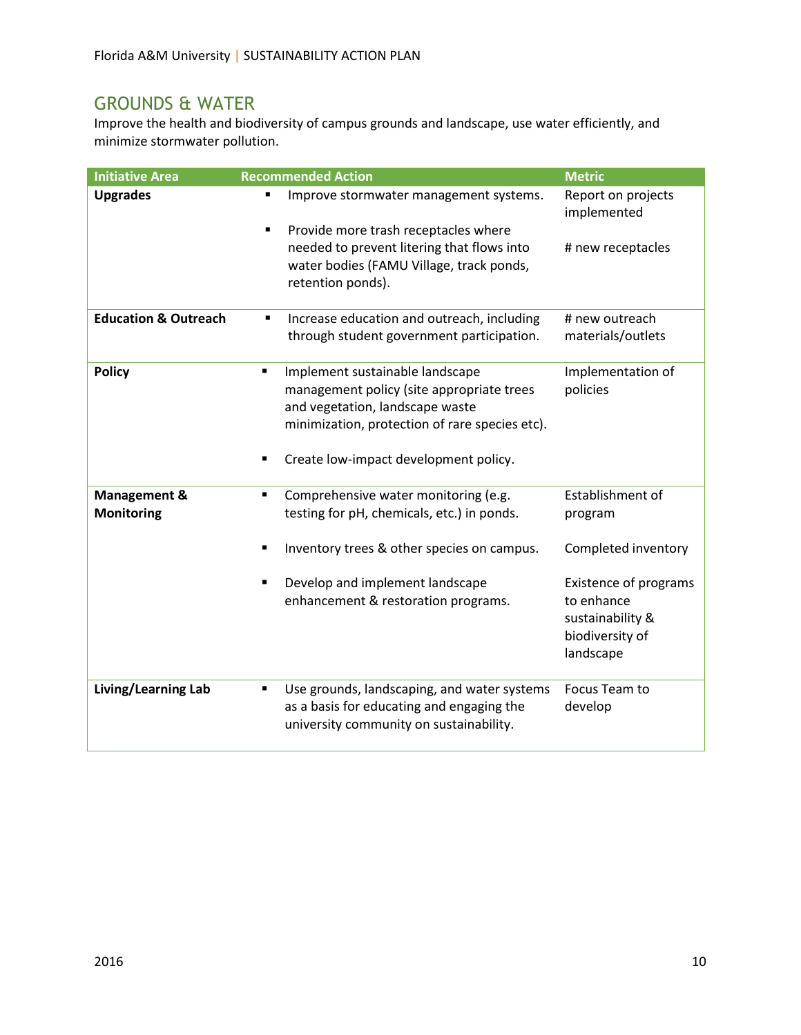## GROUNDS & WATER

Improve the health and biodiversity of campus grounds and landscape, use water efficiently, and minimize stormwater pollution.

| Initiative Area | Recommended Action | Metric |
|---|---|---|
| **Upgrades** | ▪ Improve stormwater management systems.<br>▪ Provide more trash receptacles where needed to prevent litering that flows into water bodies (FAMU Village, track ponds, retention ponds). | Report on projects implemented<br># new receptacles |
| **Education & Outreach** | ▪ Increase education and outreach, including through student government participation. | # new outreach materials/outlets |
| **Policy** | ▪ Implement sustainable landscape management policy (site appropriate trees and vegetation, landscape waste minimization, protection of rare species etc).<br>▪ Create low-impact development policy. | Implementation of policies |
| **Management & Monitoring** | ▪ Comprehensive water monitoring (e.g. testing for pH, chemicals, etc.) in ponds.<br>▪ Inventory trees & other species on campus.<br>▪ Develop and implement landscape enhancement & restoration programs. | Establishment of program<br>Completed inventory<br>Existence of programs to enhance sustainability & biodiversity of landscape |
| **Living/Learning Lab** | ▪ Use grounds, landscaping, and water systems as a basis for educating and engaging the university community on sustainability. | Focus Team to develop |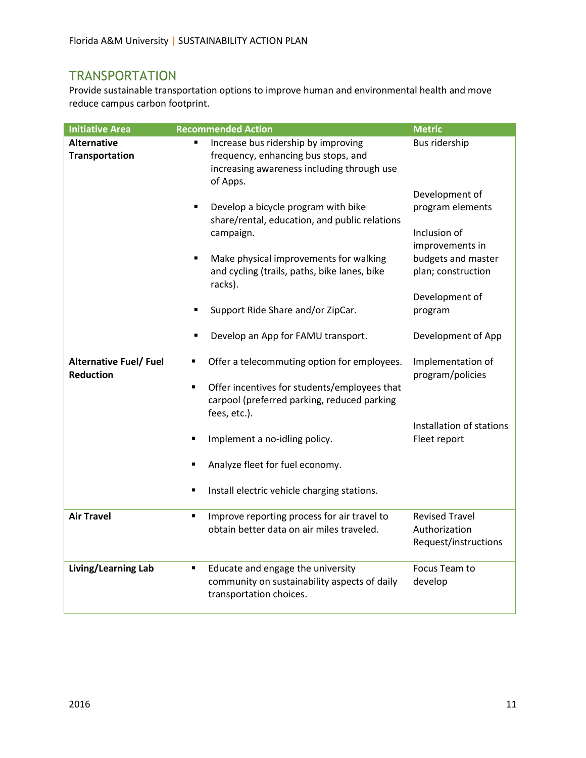## TRANSPORTATION

Provide sustainable transportation options to improve human and environmental health and move reduce campus carbon footprint.

| Initiative Area | Recommended Action | Metric |
|---|---|---|
| **Alternative Transportation** | ▪ Increase bus ridership by improving frequency, enhancing bus stops, and increasing awareness including through use of Apps. | Bus ridership |
| | ▪ Develop a bicycle program with bike share/rental, education, and public relations campaign. | Development of program elements |
| | ▪ Make physical improvements for walking and cycling (trails, paths, bike lanes, bike racks). | Inclusion of improvements in budgets and master plan; construction |
| | ▪ Support Ride Share and/or ZipCar. | Development of program |
| | ▪ Develop an App for FAMU transport. | Development of App |
| **Alternative Fuel/ Fuel Reduction** | ▪ Offer a telecommuting option for employees.<br>▪ Offer incentives for students/employees that carpool (preferred parking, reduced parking fees, etc.).<br>▪ Implement a no-idling policy.<br>▪ Analyze fleet for fuel economy.<br>▪ Install electric vehicle charging stations. | Implementation of program/policies<br><br>Installation of stations<br>Fleet report |
| **Air Travel** | ▪ Improve reporting process for air travel to obtain better data on air miles traveled. | Revised Travel Authorization Request/instructions |
| **Living/Learning Lab** | ▪ Educate and engage the university community on sustainability aspects of daily transportation choices. | Focus Team to develop |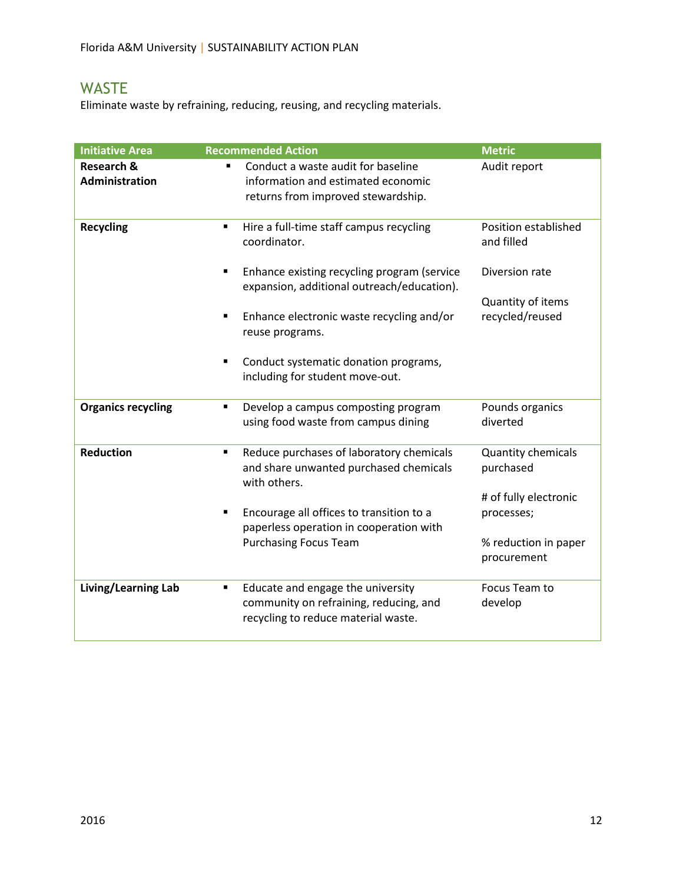## WASTE

Eliminate waste by refraining, reducing, reusing, and recycling materials.

| Initiative Area | Recommended Action | Metric |
|---|---|---|
| **Research & Administration** | ▪ Conduct a waste audit for baseline information and estimated economic returns from improved stewardship. | Audit report |
| **Recycling** | ▪ Hire a full-time staff campus recycling coordinator.<br><br>▪ Enhance existing recycling program (service expansion, additional outreach/education).<br><br>▪ Enhance electronic waste recycling and/or reuse programs.<br><br>▪ Conduct systematic donation programs, including for student move-out. | Position established and filled<br><br>Diversion rate<br><br>Quantity of items recycled/reused |
| **Organics recycling** | ▪ Develop a campus composting program using food waste from campus dining | Pounds organics diverted |
| **Reduction** | ▪ Reduce purchases of laboratory chemicals and share unwanted purchased chemicals with others.<br><br>▪ Encourage all offices to transition to a paperless operation in cooperation with Purchasing Focus Team | Quantity chemicals purchased<br><br># of fully electronic processes;<br><br>% reduction in paper procurement |
| **Living/Learning Lab** | ▪ Educate and engage the university community on refraining, reducing, and recycling to reduce material waste. | Focus Team to develop |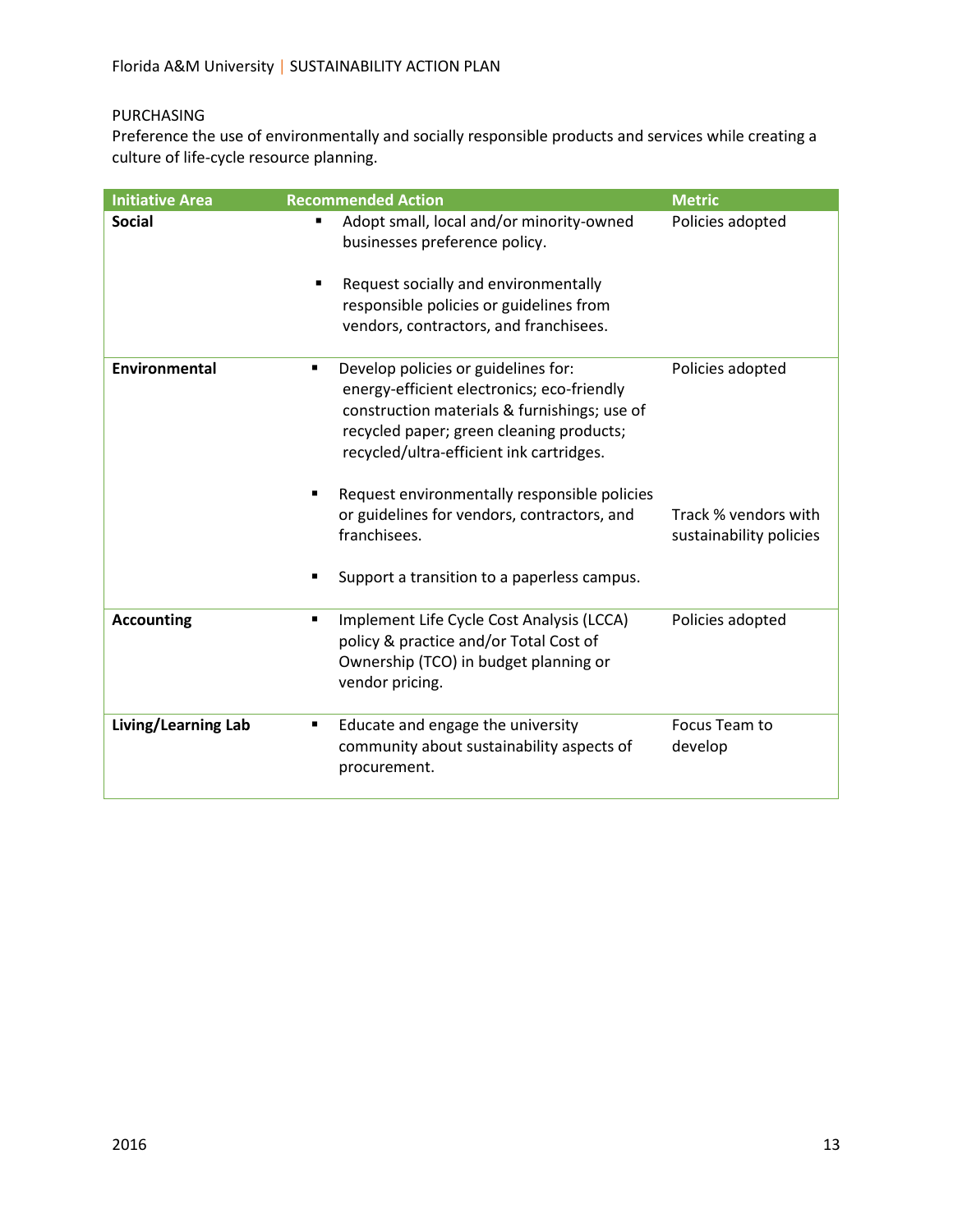## PURCHASING

Preference the use of environmentally and socially responsible products and services while creating a culture of life-cycle resource planning.

| Initiative Area | Recommended Action | Metric |
|---|---|---|
| **Social** | ▪ Adopt small, local and/or minority-owned businesses preference policy.<br><br>▪ Request socially and environmentally responsible policies or guidelines from vendors, contractors, and franchisees. | Policies adopted |
| **Environmental** | ▪ Develop policies or guidelines for: energy-efficient electronics; eco-friendly construction materials & furnishings; use of recycled paper; green cleaning products; recycled/ultra-efficient ink cartridges. | Policies adopted |
| | ▪ Request environmentally responsible policies or guidelines for vendors, contractors, and franchisees. | Track % vendors with sustainability policies |
| | ▪ Support a transition to a paperless campus. | |
| **Accounting** | ▪ Implement Life Cycle Cost Analysis (LCCA) policy & practice and/or Total Cost of Ownership (TCO) in budget planning or vendor pricing. | Policies adopted |
| **Living/Learning Lab** | ▪ Educate and engage the university community about sustainability aspects of procurement. | Focus Team to develop |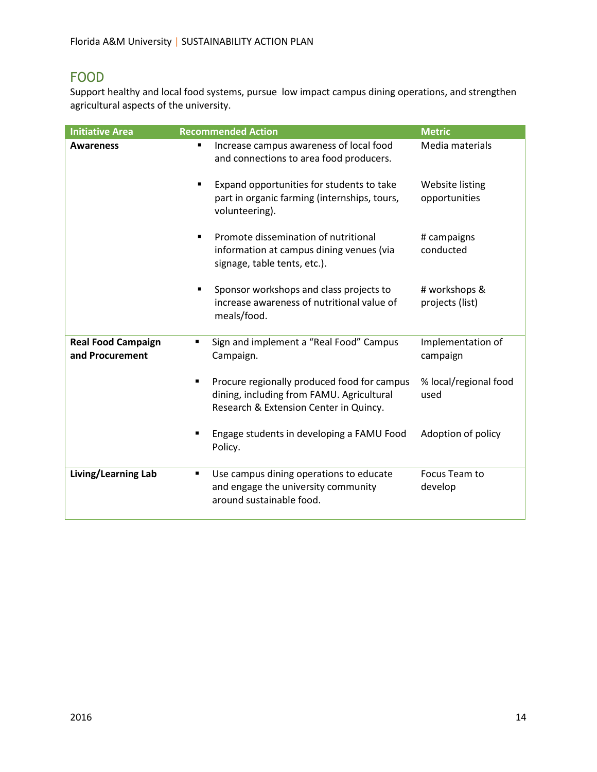## FOOD

Support healthy and local food systems, pursue low impact campus dining operations, and strengthen agricultural aspects of the university.

| Initiative Area | Recommended Action | Metric |
|---|---|---|
| **Awareness** | ▪ Increase campus awareness of local food and connections to area food producers. | Media materials |
| | ▪ Expand opportunities for students to take part in organic farming (internships, tours, volunteering). | Website listing opportunities |
| | ▪ Promote dissemination of nutritional information at campus dining venues (via signage, table tents, etc.). | # campaigns conducted |
| | ▪ Sponsor workshops and class projects to increase awareness of nutritional value of meals/food. | # workshops & projects (list) |
| **Real Food Campaign and Procurement** | ▪ Sign and implement a "Real Food" Campus Campaign. | Implementation of campaign |
| | ▪ Procure regionally produced food for campus dining, including from FAMU. Agricultural Research & Extension Center in Quincy. | % local/regional food used |
| | ▪ Engage students in developing a FAMU Food Policy. | Adoption of policy |
| **Living/Learning Lab** | ▪ Use campus dining operations to educate and engage the university community around sustainable food. | Focus Team to develop |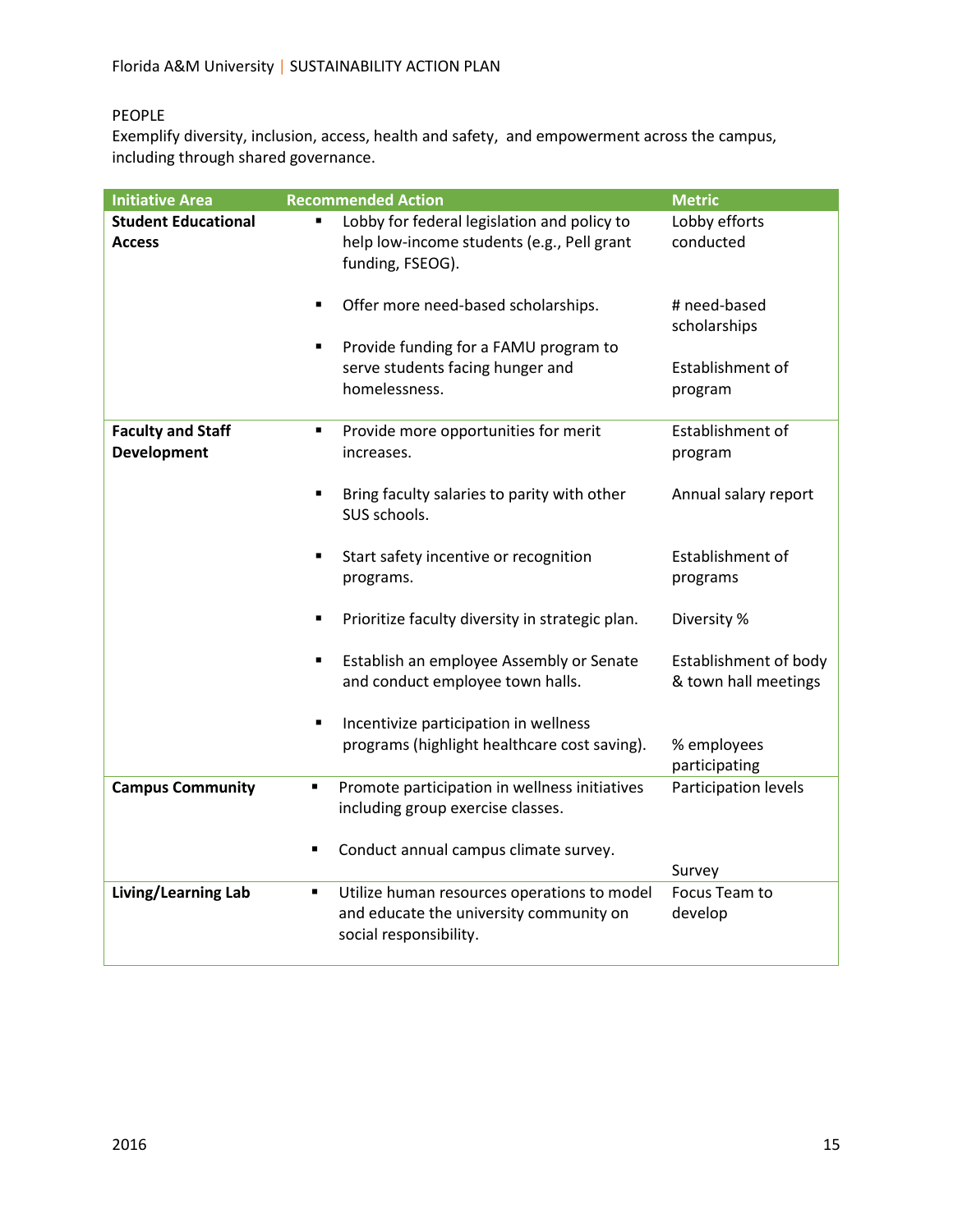## PEOPLE

Exemplify diversity, inclusion, access, health and safety, and empowerment across the campus, including through shared governance.

| Initiative Area | Recommended Action | Metric |
|---|---|---|
| **Student Educational Access** | ▪ Lobby for federal legislation and policy to help low-income students (e.g., Pell grant funding, FSEOG). | Lobby efforts conducted |
| | ▪ Offer more need-based scholarships. | # need-based scholarships |
| | ▪ Provide funding for a FAMU program to serve students facing hunger and homelessness. | Establishment of program |
| **Faculty and Staff Development** | ▪ Provide more opportunities for merit increases. | Establishment of program |
| | ▪ Bring faculty salaries to parity with other SUS schools. | Annual salary report |
| | ▪ Start safety incentive or recognition programs. | Establishment of programs |
| | ▪ Prioritize faculty diversity in strategic plan. | Diversity % |
| | ▪ Establish an employee Assembly or Senate and conduct employee town halls. | Establishment of body & town hall meetings |
| | ▪ Incentivize participation in wellness programs (highlight healthcare cost saving). | % employees participating |
| **Campus Community** | ▪ Promote participation in wellness initiatives including group exercise classes. | Participation levels |
| | ▪ Conduct annual campus climate survey. | Survey |
| **Living/Learning Lab** | ▪ Utilize human resources operations to model and educate the university community on social responsibility. | Focus Team to develop |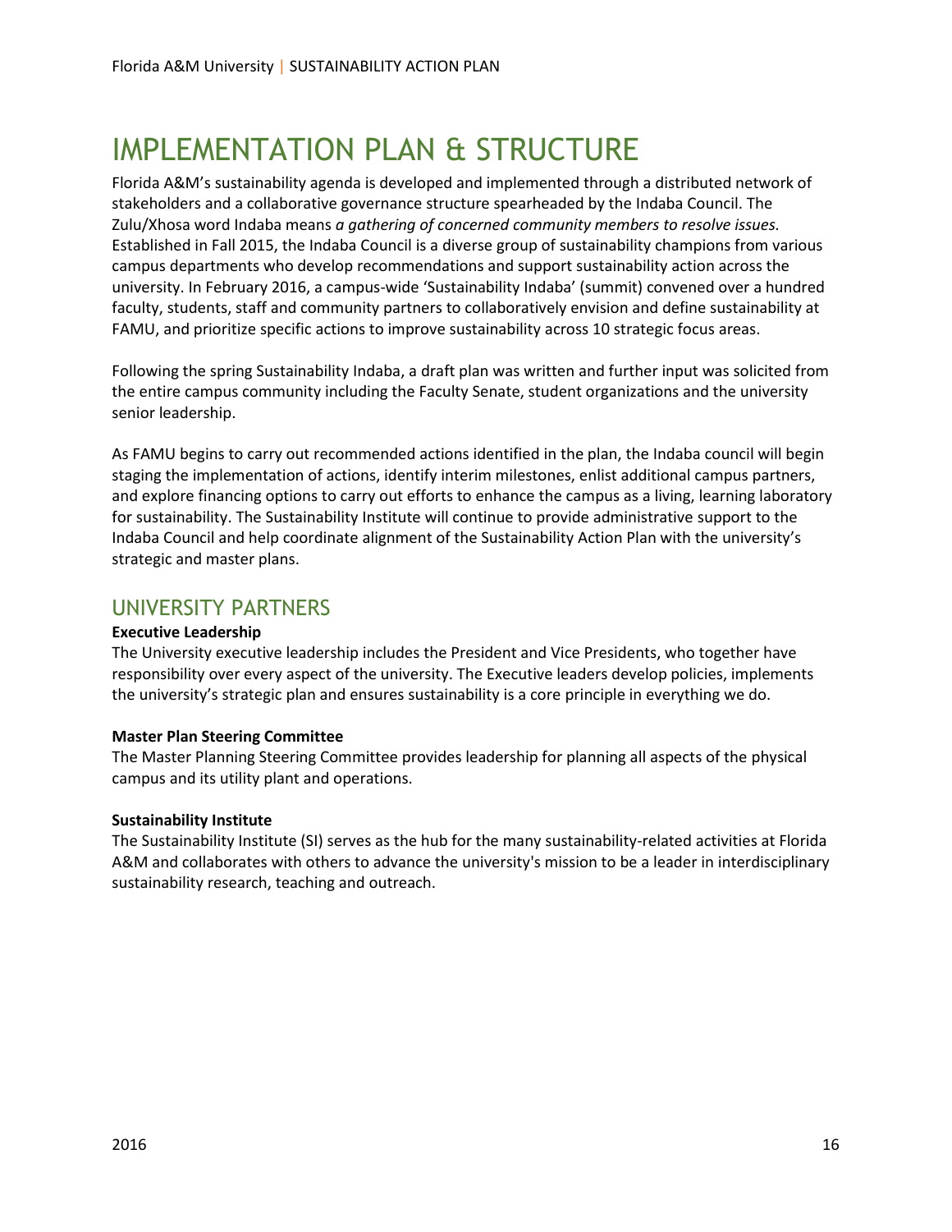# IMPLEMENTATION PLAN & STRUCTURE

Florida A&M's sustainability agenda is developed and implemented through a distributed network of stakeholders and a collaborative governance structure spearheaded by the Indaba Council. The Zulu/Xhosa word Indaba means *a gathering of concerned community members to resolve issues.* Established in Fall 2015, the Indaba Council is a diverse group of sustainability champions from various campus departments who develop recommendations and support sustainability action across the university. In February 2016, a campus-wide 'Sustainability Indaba' (summit) convened over a hundred faculty, students, staff and community partners to collaboratively envision and define sustainability at FAMU, and prioritize specific actions to improve sustainability across 10 strategic focus areas.

Following the spring Sustainability Indaba, a draft plan was written and further input was solicited from the entire campus community including the Faculty Senate, student organizations and the university senior leadership.

As FAMU begins to carry out recommended actions identified in the plan, the Indaba council will begin staging the implementation of actions, identify interim milestones, enlist additional campus partners, and explore financing options to carry out efforts to enhance the campus as a living, learning laboratory for sustainability. The Sustainability Institute will continue to provide administrative support to the Indaba Council and help coordinate alignment of the Sustainability Action Plan with the university's strategic and master plans.

## UNIVERSITY PARTNERS

**Executive Leadership**

The University executive leadership includes the President and Vice Presidents, who together have responsibility over every aspect of the university. The Executive leaders develop policies, implements the university's strategic plan and ensures sustainability is a core principle in everything we do.

**Master Plan Steering Committee**

The Master Planning Steering Committee provides leadership for planning all aspects of the physical campus and its utility plant and operations.

**Sustainability Institute**

The Sustainability Institute (SI) serves as the hub for the many sustainability-related activities at Florida A&M and collaborates with others to advance the university's mission to be a leader in interdisciplinary sustainability research, teaching and outreach.